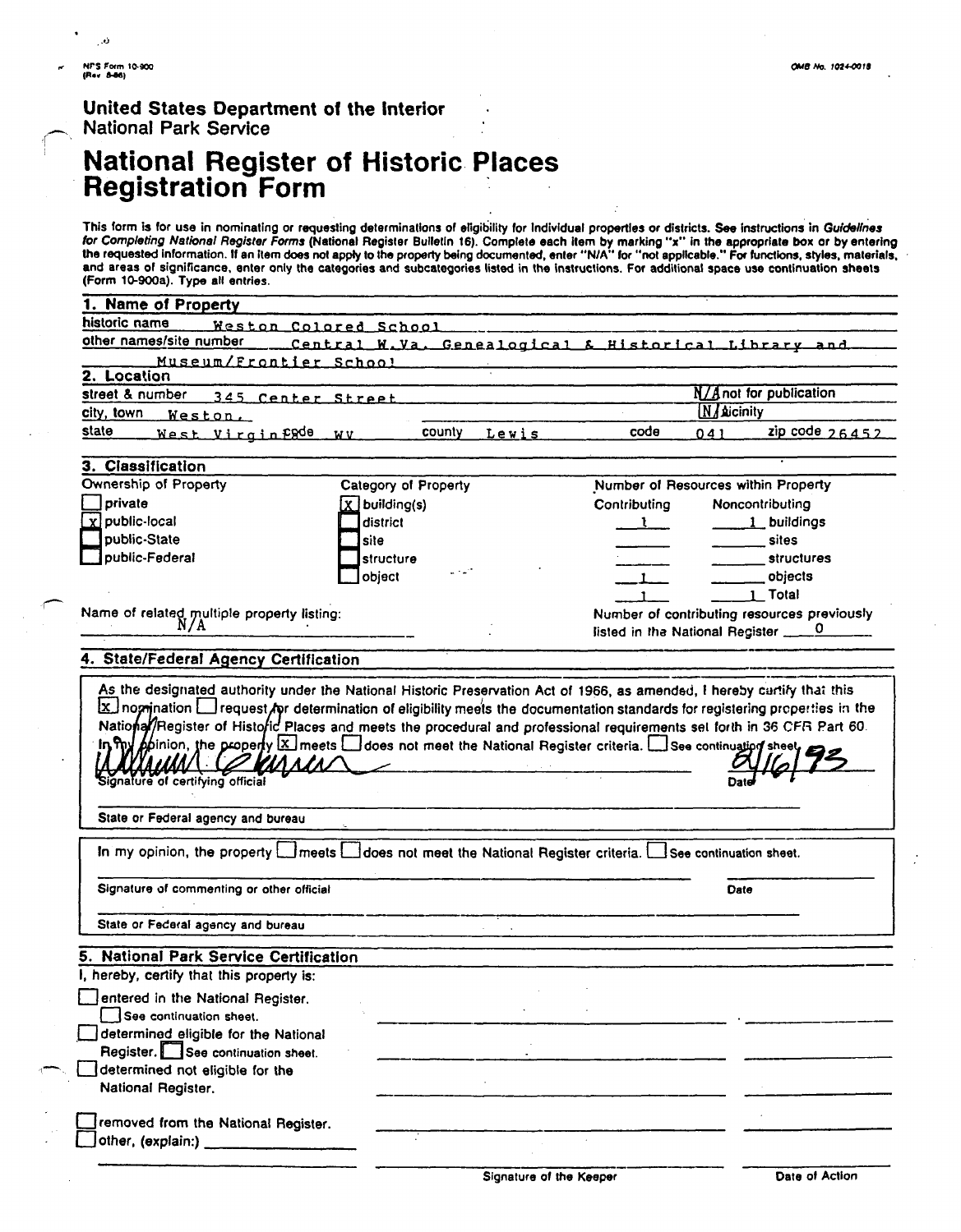NPS Form 10-900
(Rev. 8-86)

OMB No. 1024-0018

United States Department of the Interior
National Park Service

# National Register of Historic Places Registration Form

This form is for use in nominating or requesting determinations of eligibility for individual properties or districts. See instructions in *Guidelines for Completing National Register Forms* (National Register Bulletin 16). Complete each item by marking "x" in the appropriate box or by entering the requested information. If an item does not apply to the property being documented, enter "N/A" for "not applicable." For functions, styles, materials, and areas of significance, enter only the categories and subcategories listed in the instructions. For additional space use continuation sheets (Form 10-900a). Type all entries.

## 1. Name of Property

historic name: Weston Colored School

other names/site number: Central W.Va. Genealogical & Historical Library and Museum/Frontier School

## 2. Location

street & number: 345 Center Street — N/A not for publication

city, town: Weston, — N/A vicinity

state: West Virginia code: WV county: Lewis code: 041 zip code: 26452

## 3. Classification

**Ownership of Property**

- [ ] private
- [x] public-local
- [ ] public-State
- [ ] public-Federal

**Category of Property**

- [x] building(s)
- [ ] district
- [ ] site
- [ ] structure
- [ ] object

**Number of Resources within Property**

| Contributing | Noncontributing | |
|---|---|---|
| 1 | 1 | buildings |
| | | sites |
| | | structures |
| 1 | | objects |
| 1 | 1 | Total |

Name of related multiple property listing: N/A

Number of contributing resources previously listed in the National Register: 0

## 4. State/Federal Agency Certification

As the designated authority under the National Historic Preservation Act of 1966, as amended, I hereby certify that this [x] nomination [ ] request for determination of eligibility meets the documentation standards for registering properties in the National Register of Historic Places and meets the procedural and professional requirements set forth in 36 CFR Part 60. In my opinion, the property [x] meets [ ] does not meet the National Register criteria. [ ] See continuation sheet.

Signature of certifying official: William C. [signature] Date: 8/16/93

State or Federal agency and bureau

In my opinion, the property [ ] meets [ ] does not meet the National Register criteria. [ ] See continuation sheet.

Signature of commenting or other official — Date

State or Federal agency and bureau

## 5. National Park Service Certification

I, hereby, certify that this property is:

- [ ] entered in the National Register. [ ] See continuation sheet.
- [ ] determined eligible for the National Register. [ ] See continuation sheet.
- [ ] determined not eligible for the National Register.
- [ ] removed from the National Register.
- [ ] other, (explain:)

Signature of the Keeper — Date of Action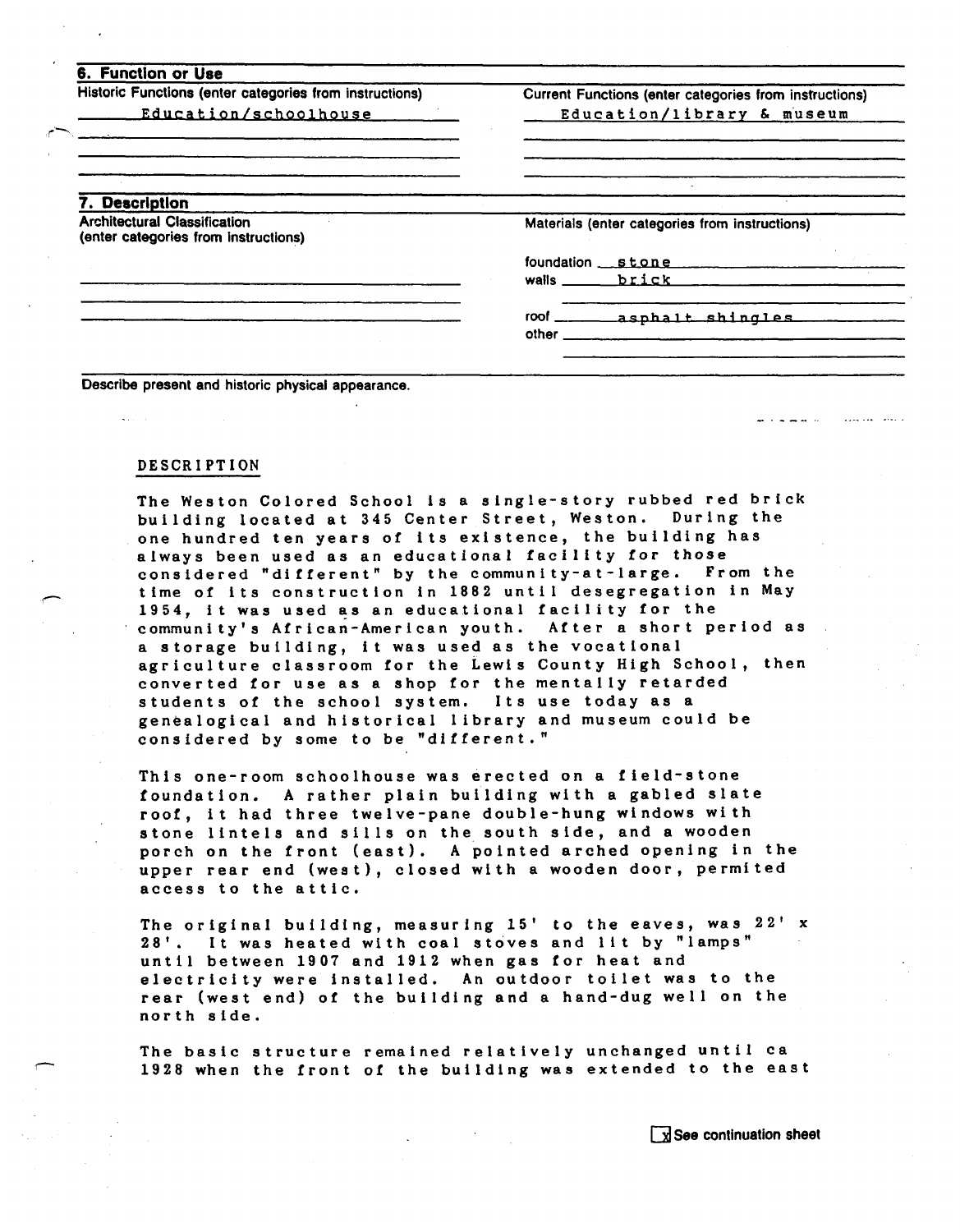## 6. Function or Use

| Historic Functions (enter categories from instructions) | Current Functions (enter categories from instructions) |
| --- | --- |
| Education/schoolhouse | Education/library & museum |

## 7. Description

| Architectural Classification (enter categories from instructions) | Materials (enter categories from instructions) |
| --- | --- |
| | foundation stone |
| | walls brick |
| | roof asphalt shingles |
| | other |

Describe present and historic physical appearance.

DESCRIPTION

The Weston Colored School is a single-story rubbed red brick building located at 345 Center Street, Weston. During the one hundred ten years of its existence, the building has always been used as an educational facility for those considered "different" by the community-at-large. From the time of its construction in 1882 until desegregation in May 1954, it was used as an educational facility for the community's African-American youth. After a short period as a storage building, it was used as the vocational agriculture classroom for the Lewis County High School, then converted for use as a shop for the mentally retarded students of the school system. Its use today as a genealogical and historical library and museum could be considered by some to be "different."

This one-room schoolhouse was erected on a field-stone foundation. A rather plain building with a gabled slate roof, it had three twelve-pane double-hung windows with stone lintels and sills on the south side, and a wooden porch on the front (east). A pointed arched opening in the upper rear end (west), closed with a wooden door, permited access to the attic.

The original building, measuring 15' to the eaves, was 22' x 28'. It was heated with coal stoves and lit by "lamps" until between 1907 and 1912 when gas for heat and electricity were installed. An outdoor toilet was to the rear (west end) of the building and a hand-dug well on the north side.

The basic structure remained relatively unchanged until ca 1928 when the front of the building was extended to the east

[x] See continuation sheet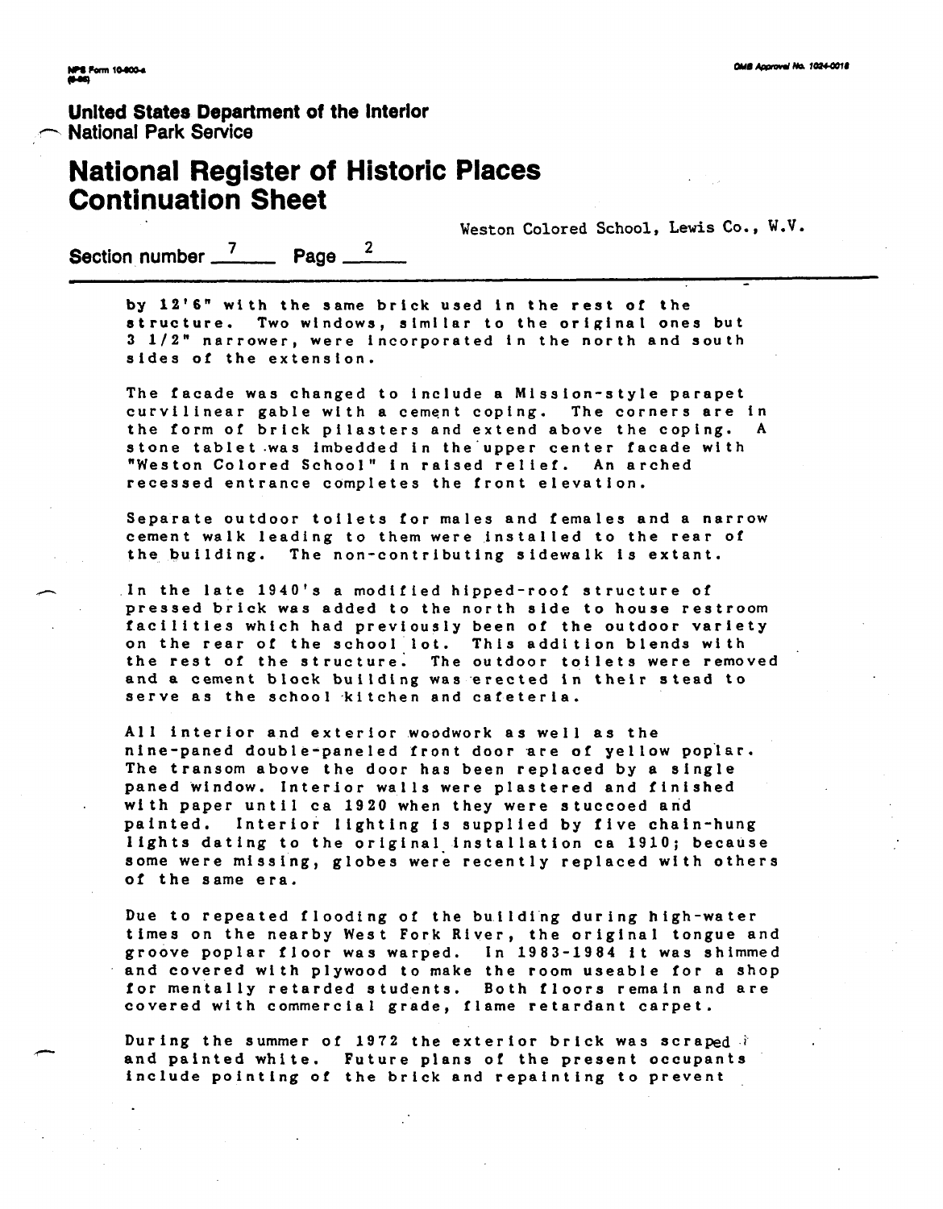by 12'6" with the same brick used in the rest of the structure. Two windows, similar to the original ones but 3 1/2" narrower, were incorporated in the north and south sides of the extension.

The facade was changed to include a Mission-style parapet curvilinear gable with a cement coping. The corners are in the form of brick pilasters and extend above the coping. A stone tablet was imbedded in the upper center facade with "Weston Colored School" in raised relief. An arched recessed entrance completes the front elevation.

Separate outdoor toilets for males and females and a narrow cement walk leading to them were installed to the rear of the building. The non-contributing sidewalk is extant.

In the late 1940's a modified hipped-roof structure of pressed brick was added to the north side to house restroom facilities which had previously been of the outdoor variety on the rear of the school lot. This addition blends with the rest of the structure. The outdoor toilets were removed and a cement block building was erected in their stead to serve as the school kitchen and cafeteria.

All interior and exterior woodwork as well as the nine-paned double-paneled front door are of yellow poplar. The transom above the door has been replaced by a single paned window. Interior walls were plastered and finished with paper until ca 1920 when they were stuccoed and painted. Interior lighting is supplied by five chain-hung lights dating to the original installation ca 1910; because some were missing, globes were recently replaced with others of the same era.

Due to repeated flooding of the building during high-water times on the nearby West Fork River, the original tongue and groove poplar floor was warped. In 1983-1984 it was shimmed and covered with plywood to make the room useable for a shop for mentally retarded students. Both floors remain and are covered with commercial grade, flame retardant carpet.

During the summer of 1972 the exterior brick was scraped and painted white. Future plans of the present occupants include pointing of the brick and repainting to prevent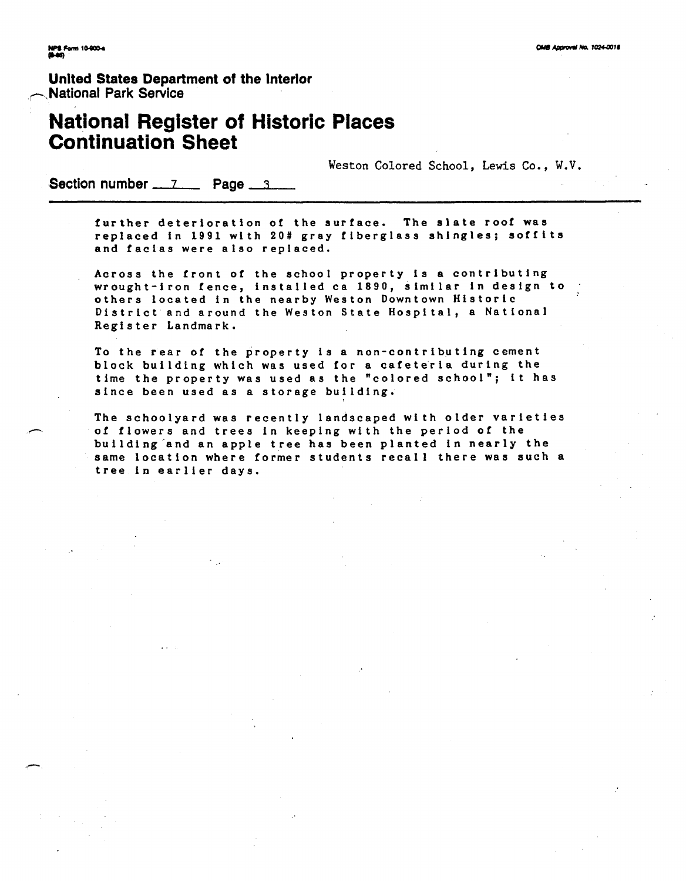Weston Colored School, Lewis Co., W.V.

Section number 7 Page 3

further deterioration of the surface. The slate roof was replaced in 1991 with 20# gray fiberglass shingles; soffits and facias were also replaced.

Across the front of the school property is a contributing wrought-iron fence, installed ca 1890, similar in design to others located in the nearby Weston Downtown Historic District and around the Weston State Hospital, a National Register Landmark.

To the rear of the property is a non-contributing cement block building which was used for a cafeteria during the time the property was used as the "colored school"; it has since been used as a storage building.

The schoolyard was recently landscaped with older varieties of flowers and trees in keeping with the period of the building and an apple tree has been planted in nearly the same location where former students recall there was such a tree in earlier days.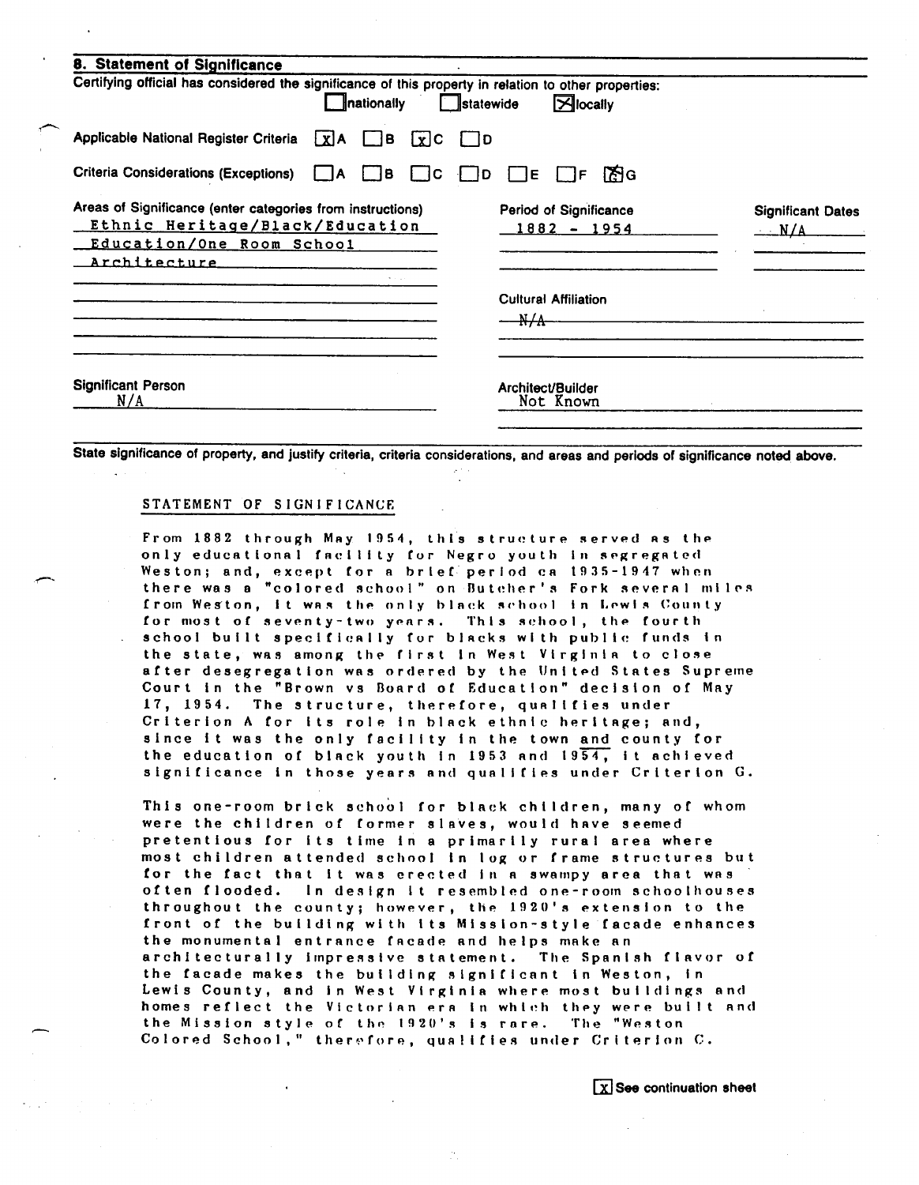## 8. Statement of Significance

Certifying official has considered the significance of this property in relation to other properties:

☐ nationally ☐ statewide ☒ locally

Applicable National Register Criteria ☒ A ☐ B ☒ C ☐ D

Criteria Considerations (Exceptions) ☐ A ☐ B ☐ C ☐ D ☐ E ☐ F ☒ G

| Areas of Significance (enter categories from instructions) | Period of Significance | Significant Dates |
|---|---|---|
| Ethnic Heritage/Black/Education | 1882 - 1954 | N/A |
| Education/One Room School | | |
| Architecture | | |

Cultural Affiliation
~~N/A~~

Significant Person
N/A

Architect/Builder
Not Known

State significance of property, and justify criteria, criteria considerations, and areas and periods of significance noted above.

STATEMENT OF SIGNIFICANCE

From 1882 through May 1954, this structure served as the only educational facility for Negro youth in segregated Weston; and, except for a brief period ca 1935-1947 when there was a "colored school" on Butcher's Fork several miles from Weston, it was the only black school in Lewis County for most of seventy-two years. This school, the fourth school built specifically for blacks with public funds in the state, was among the first in West Virginia to close after desegregation was ordered by the United States Supreme Court in the "Brown vs Board of Education" decision of May 17, 1954. The structure, therefore, qualifies under Criterion A for its role in black ethnic heritage; and, since it was the only facility in the town and county for the education of black youth in 1953 and 1954, it achieved significance in those years and qualifies under Criterion G.

This one-room brick school for black children, many of whom were the children of former slaves, would have seemed pretentious for its time in a primarily rural area where most children attended school in log or frame structures but for the fact that it was erected in a swampy area that was often flooded. In design it resembled one-room schoolhouses throughout the county; however, the 1920's extension to the front of the building with its Mission-style facade enhances the monumental entrance facade and helps make an architecturally impressive statement. The Spanish flavor of the facade makes the building significant in Weston, in Lewis County, and in West Virginia where most buildings and homes reflect the Victorian era in which they were built and the Mission style of the 1920's is rare. The "Weston Colored School," therefore, qualifies under Criterion C.

☒ See continuation sheet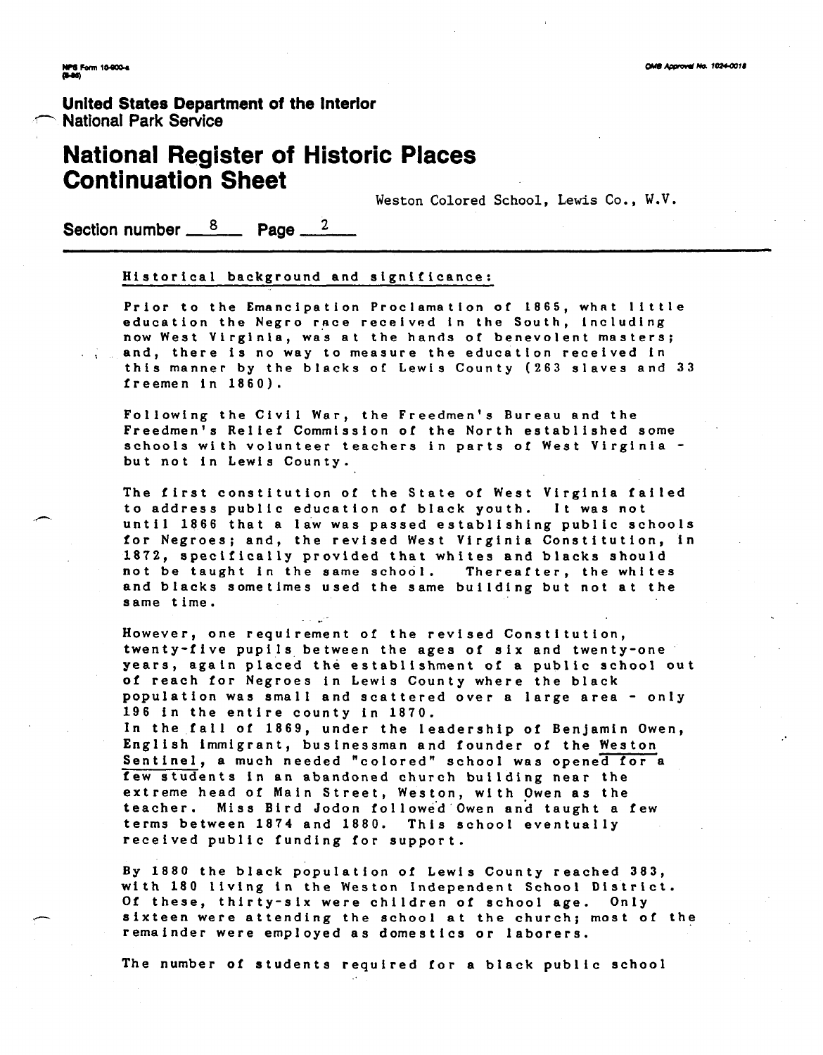United States Department of the Interior
National Park Service

# National Register of Historic Places Continuation Sheet

Weston Colored School, Lewis Co., W.V.

Section number 8 Page 2

Historical background and significance:

Prior to the Emancipation Proclamation of 1865, what little education the Negro race received in the South, including now West Virginia, was at the hands of benevolent masters; and, there is no way to measure the education received in this manner by the blacks of Lewis County (263 slaves and 33 freemen in 1860).

Following the Civil War, the Freedmen's Bureau and the Freedmen's Relief Commission of the North established some schools with volunteer teachers in parts of West Virginia - but not in Lewis County.

The first constitution of the State of West Virginia failed to address public education of black youth. It was not until 1866 that a law was passed establishing public schools for Negroes; and, the revised West Virginia Constitution, in 1872, specifically provided that whites and blacks should not be taught in the same school. Thereafter, the whites and blacks sometimes used the same building but not at the same time.

However, one requirement of the revised Constitution, twenty-five pupils between the ages of six and twenty-one years, again placed the establishment of a public school out of reach for Negroes in Lewis County where the black population was small and scattered over a large area - only 196 in the entire county in 1870.
In the fall of 1869, under the leadership of Benjamin Owen, English immigrant, businessman and founder of the Weston Sentinel, a much needed "colored" school was opened for a few students in an abandoned church building near the extreme head of Main Street, Weston, with Owen as the teacher. Miss Bird Jodon followed Owen and taught a few terms between 1874 and 1880. This school eventually received public funding for support.

By 1880 the black population of Lewis County reached 383, with 180 living in the Weston Independent School District. Of these, thirty-six were children of school age. Only sixteen were attending the school at the church; most of the remainder were employed as domestics or laborers.

The number of students required for a black public school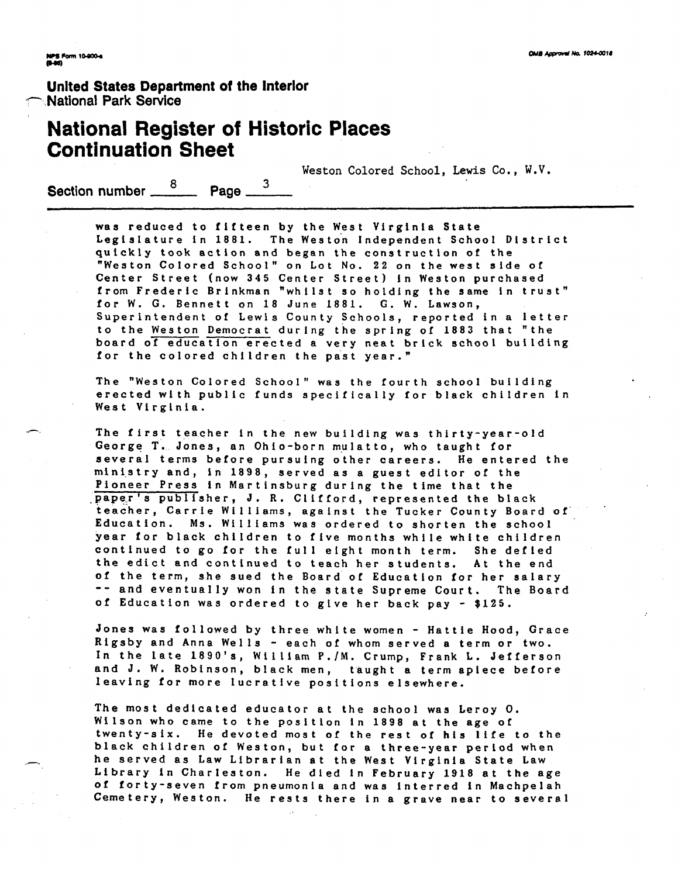Weston Colored School, Lewis Co., W.V.

Section number 8 Page 3

was reduced to fifteen by the West Virginia State Legislature in 1881. The Weston Independent School District quickly took action and began the construction of the "Weston Colored School" on Lot No. 22 on the west side of Center Street (now 345 Center Street) in Weston purchased from Frederic Brinkman "whilst so holding the same in trust" for W. G. Bennett on 18 June 1881. G. W. Lawson, Superintendent of Lewis County Schools, reported in a letter to the Weston Democrat during the spring of 1883 that "the board of education erected a very neat brick school building for the colored children the past year."

The "Weston Colored School" was the fourth school building erected with public funds specifically for black children in West Virginia.

The first teacher in the new building was thirty-year-old George T. Jones, an Ohio-born mulatto, who taught for several terms before pursuing other careers. He entered the ministry and, in 1898, served as a guest editor of the Pioneer Press in Martinsburg during the time that the paper's publisher, J. R. Clifford, represented the black teacher, Carrie Williams, against the Tucker County Board of Education. Ms. Williams was ordered to shorten the school year for black children to five months while white children continued to go for the full eight month term. She defied the edict and continued to teach her students. At the end of the term, she sued the Board of Education for her salary -- and eventually won in the state Supreme Court. The Board of Education was ordered to give her back pay - $125.

Jones was followed by three white women - Hattie Hood, Grace Rigsby and Anna Wells - each of whom served a term or two. In the late 1890's, William P./M. Crump, Frank L. Jefferson and J. W. Robinson, black men, taught a term apiece before leaving for more lucrative positions elsewhere.

The most dedicated educator at the school was Leroy O. Wilson who came to the position in 1898 at the age of twenty-six. He devoted most of the rest of his life to the black children of Weston, but for a three-year period when he served as Law Librarian at the West Virginia State Law Library in Charleston. He died in February 1918 at the age of forty-seven from pneumonia and was interred in Machpelah Cemetery, Weston. He rests there in a grave near to several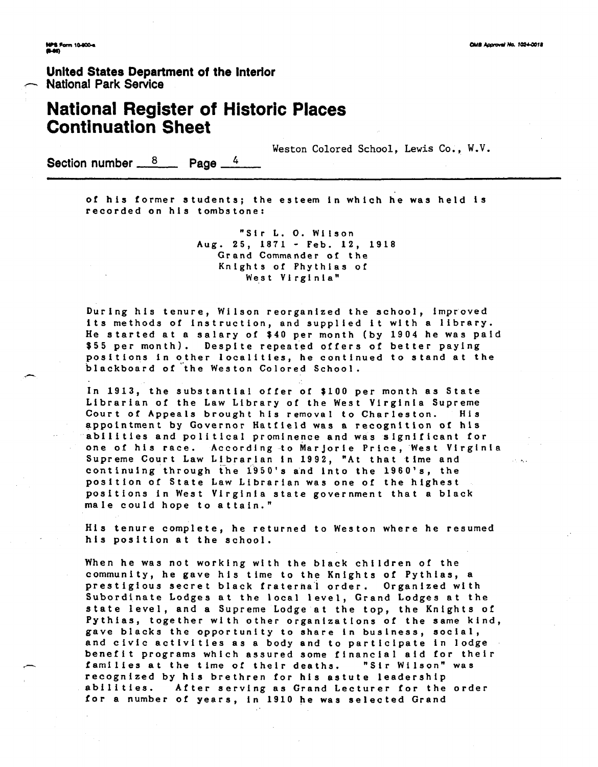of his former students; the esteem in which he was held is recorded on his tombstone:

> "Sir L. O. Wilson
> Aug. 25, 1871 - Feb. 12, 1918
> Grand Commander of the
> Knights of Phythias of
> West Virginia"

During his tenure, Wilson reorganized the school, improved its methods of instruction, and supplied it with a library. He started at a salary of $40 per month (by 1904 he was paid $55 per month). Despite repeated offers of better paying positions in other localities, he continued to stand at the blackboard of the Weston Colored School.

In 1913, the substantial offer of $100 per month as State Librarian of the Law Library of the West Virginia Supreme Court of Appeals brought his removal to Charleston. His appointment by Governor Hatfield was a recognition of his abilities and political prominence and was significant for one of his race. According to Marjorie Price, West Virginia Supreme Court Law Librarian in 1992, "At that time and continuing through the 1950's and into the 1960's, the position of State Law Librarian was one of the highest positions in West Virginia state government that a black male could hope to attain."

His tenure complete, he returned to Weston where he resumed his position at the school.

When he was not working with the black children of the community, he gave his time to the Knights of Pythias, a prestigious secret black fraternal order. Organized with Subordinate Lodges at the local level, Grand Lodges at the state level, and a Supreme Lodge at the top, the Knights of Pythias, together with other organizations of the same kind, gave blacks the opportunity to share in business, social, and civic activities as a body and to participate in lodge benefit programs which assured some financial aid for their families at the time of their deaths. "Sir Wilson" was recognized by his brethren for his astute leadership abilities. After serving as Grand Lecturer for the order for a number of years, in 1910 he was selected Grand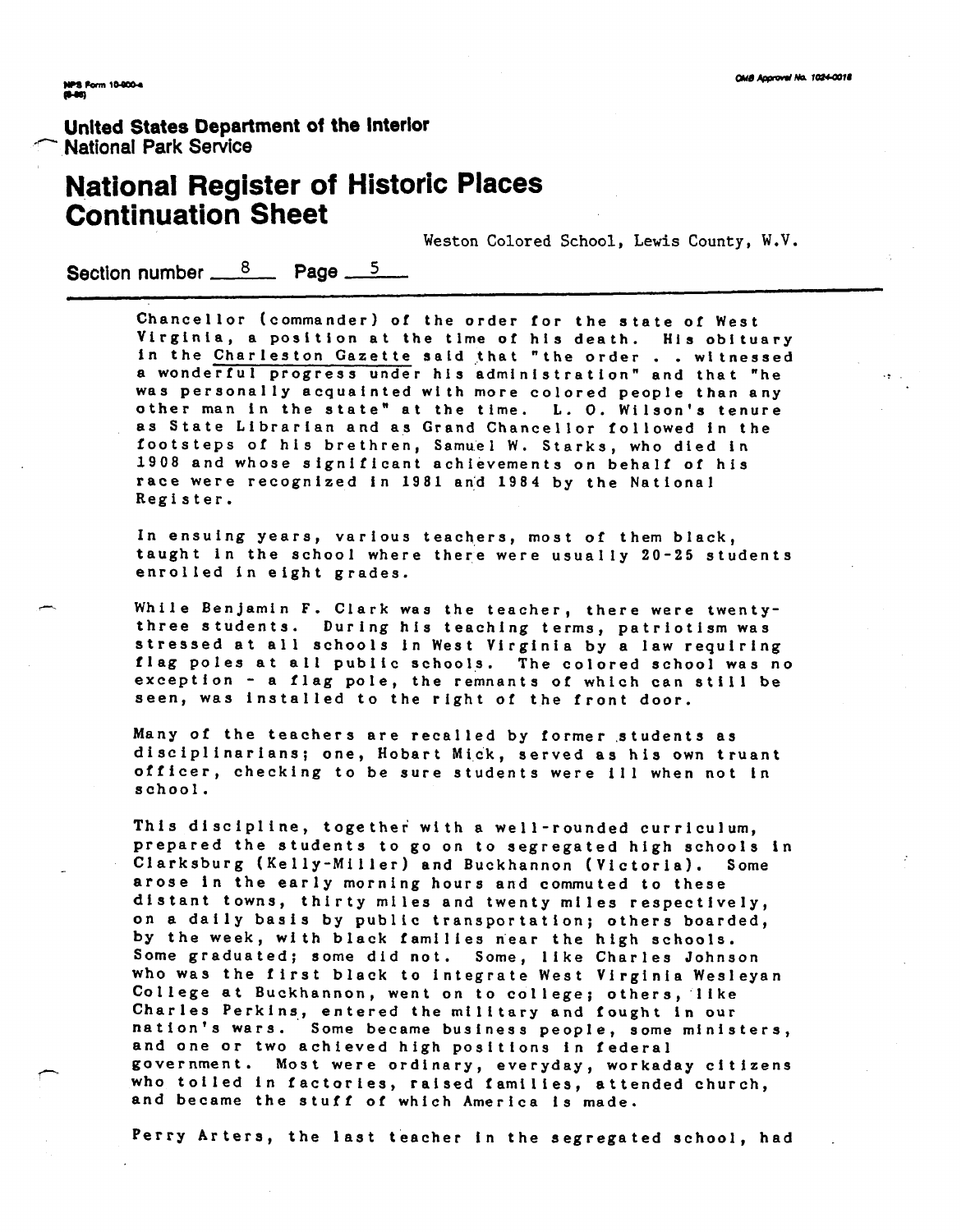Chancellor (commander) of the order for the state of West Virginia, a position at the time of his death. His obituary in the Charleston Gazette said that "the order . . witnessed a wonderful progress under his administration" and that "he was personally acquainted with more colored people than any other man in the state" at the time. L. O. Wilson's tenure as State Librarian and as Grand Chancellor followed in the footsteps of his brethren, Samuel W. Starks, who died in 1908 and whose significant achievements on behalf of his race were recognized in 1981 and 1984 by the National Register.

In ensuing years, various teachers, most of them black, taught in the school where there were usually 20-25 students enrolled in eight grades.

While Benjamin F. Clark was the teacher, there were twenty-three students. During his teaching terms, patriotism was stressed at all schools in West Virginia by a law requiring flag poles at all public schools. The colored school was no exception - a flag pole, the remnants of which can still be seen, was installed to the right of the front door.

Many of the teachers are recalled by former students as disciplinarians; one, Hobart Mick, served as his own truant officer, checking to be sure students were ill when not in school.

This discipline, together with a well-rounded curriculum, prepared the students to go on to segregated high schools in Clarksburg (Kelly-Miller) and Buckhannon (Victoria). Some arose in the early morning hours and commuted to these distant towns, thirty miles and twenty miles respectively, on a daily basis by public transportation; others boarded, by the week, with black families near the high schools. Some graduated; some did not. Some, like Charles Johnson who was the first black to integrate West Virginia Wesleyan College at Buckhannon, went on to college; others, like Charles Perkins, entered the military and fought in our nation's wars. Some became business people, some ministers, and one or two achieved high positions in federal government. Most were ordinary, everyday, workaday citizens who toiled in factories, raised families, attended church, and became the stuff of which America is made.

Perry Arters, the last teacher in the segregated school, had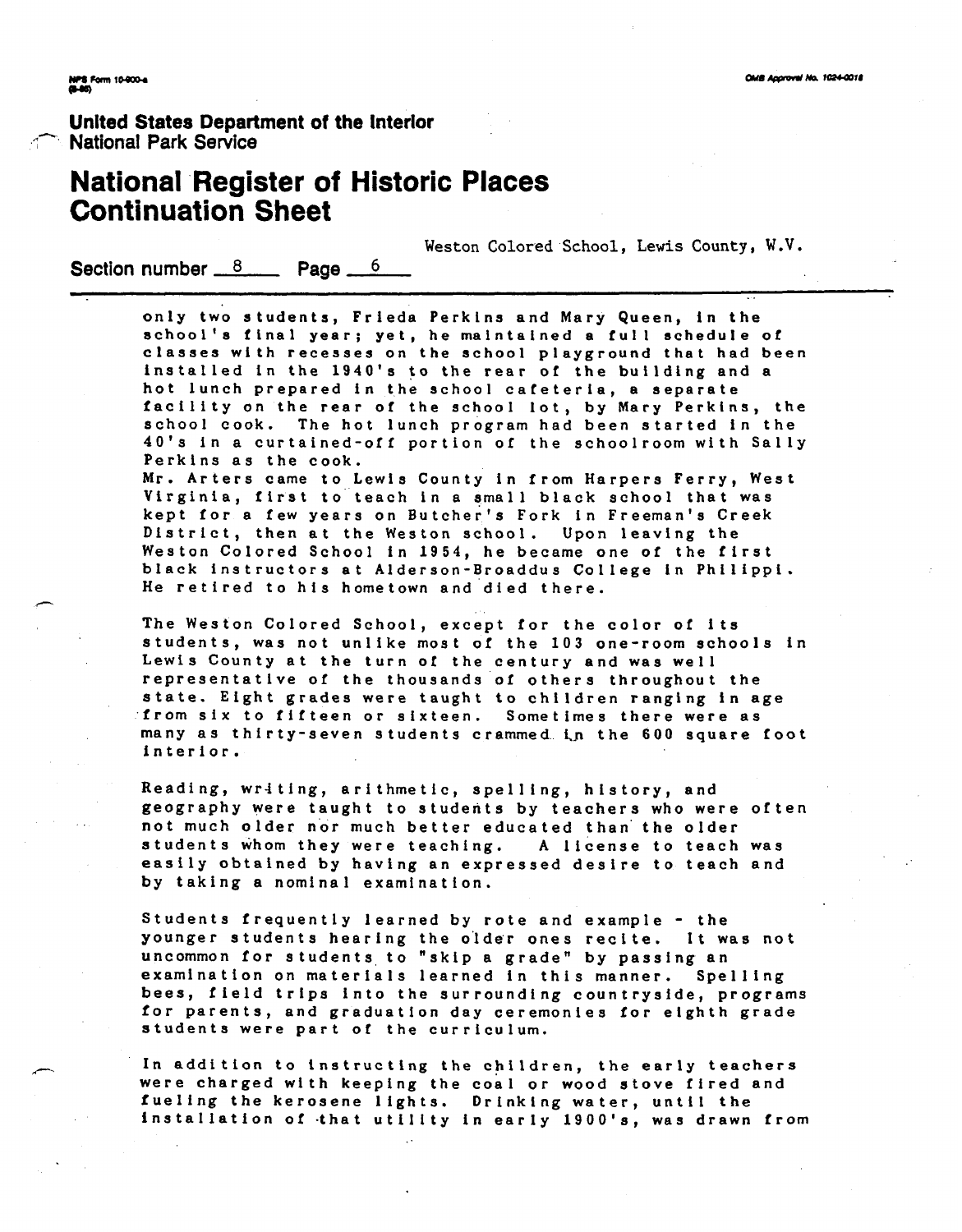only two students, Frieda Perkins and Mary Queen, in the school's final year; yet, he maintained a full schedule of classes with recesses on the school playground that had been installed in the 1940's to the rear of the building and a hot lunch prepared in the school cafeteria, a separate facility on the rear of the school lot, by Mary Perkins, the school cook. The hot lunch program had been started in the 40's in a curtained-off portion of the schoolroom with Sally Perkins as the cook.
Mr. Arters came to Lewis County in from Harpers Ferry, West Virginia, first to teach in a small black school that was kept for a few years on Butcher's Fork in Freeman's Creek District, then at the Weston school. Upon leaving the Weston Colored School in 1954, he became one of the first black instructors at Alderson-Broaddus College in Philippi. He retired to his hometown and died there.

The Weston Colored School, except for the color of its students, was not unlike most of the 103 one-room schools in Lewis County at the turn of the century and was well representative of the thousands of others throughout the state. Eight grades were taught to children ranging in age from six to fifteen or sixteen. Sometimes there were as many as thirty-seven students crammed in the 600 square foot interior.

Reading, writing, arithmetic, spelling, history, and geography were taught to students by teachers who were often not much older nor much better educated than the older students whom they were teaching. A license to teach was easily obtained by having an expressed desire to teach and by taking a nominal examination.

Students frequently learned by rote and example - the younger students hearing the older ones recite. It was not uncommon for students to "skip a grade" by passing an examination on materials learned in this manner. Spelling bees, field trips into the surrounding countryside, programs for parents, and graduation day ceremonies for eighth grade students were part of the curriculum.

In addition to instructing the children, the early teachers were charged with keeping the coal or wood stove fired and fueling the kerosene lights. Drinking water, until the installation of that utility in early 1900's, was drawn from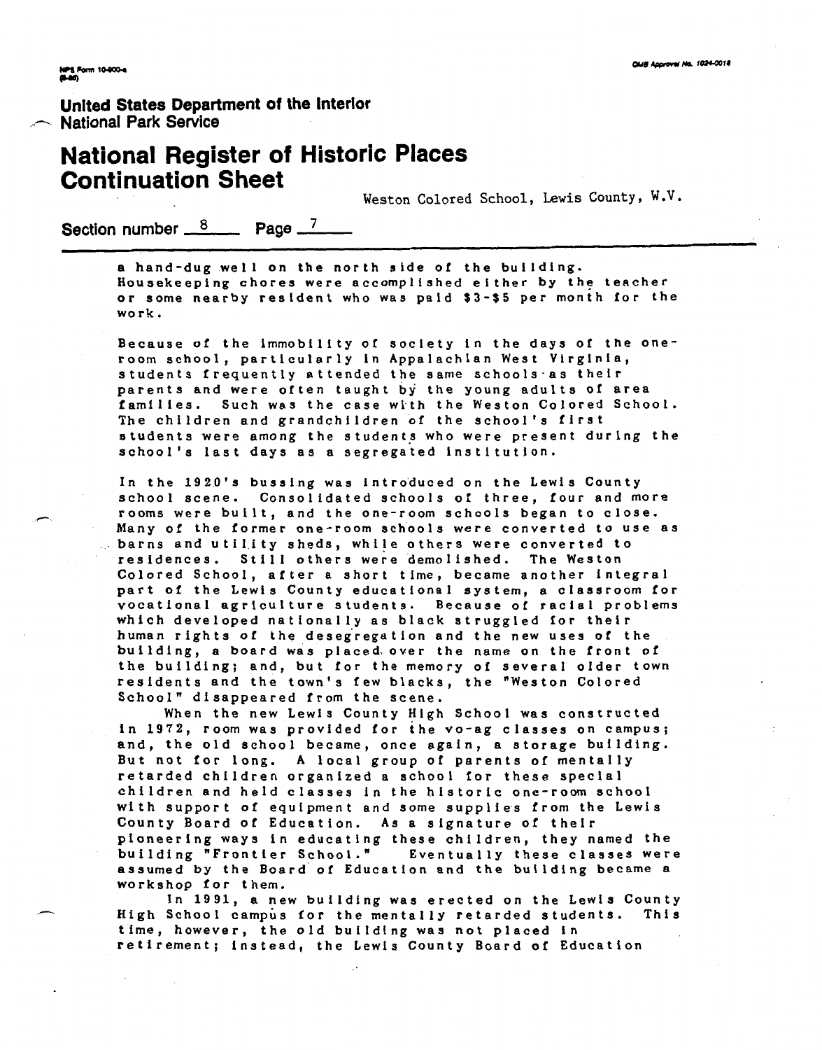a hand-dug well on the north side of the building. Housekeeping chores were accomplished either by the teacher or some nearby resident who was paid $3-$5 per month for the work.

Because of the immobility of society in the days of the one-room school, particularly in Appalachian West Virginia, students frequently attended the same schools as their parents and were often taught by the young adults of area families. Such was the case with the Weston Colored School. The children and grandchildren of the school's first students were among the students who were present during the school's last days as a segregated institution.

In the 1920's bussing was introduced on the Lewis County school scene. Consolidated schools of three, four and more rooms were built, and the one-room schools began to close. Many of the former one-room schools were converted to use as barns and utility sheds, while others were converted to residences. Still others were demolished. The Weston Colored School, after a short time, became another integral part of the Lewis County educational system, a classroom for vocational agriculture students. Because of racial problems which developed nationally as black struggled for their human rights of the desegregation and the new uses of the building, a board was placed over the name on the front of the building; and, but for the memory of several older town residents and the town's few blacks, the "Weston Colored School" disappeared from the scene.

When the new Lewis County High School was constructed in 1972, room was provided for the vo-ag classes on campus; and, the old school became, once again, a storage building. But not for long. A local group of parents of mentally retarded children organized a school for these special children and held classes in the historic one-room school with support of equipment and some supplies from the Lewis County Board of Education. As a signature of their pioneering ways in educating these children, they named the building "Frontier School." Eventually these classes were assumed by the Board of Education and the building became a workshop for them.

In 1991, a new building was erected on the Lewis County High School campus for the mentally retarded students. This time, however, the old building was not placed in retirement; instead, the Lewis County Board of Education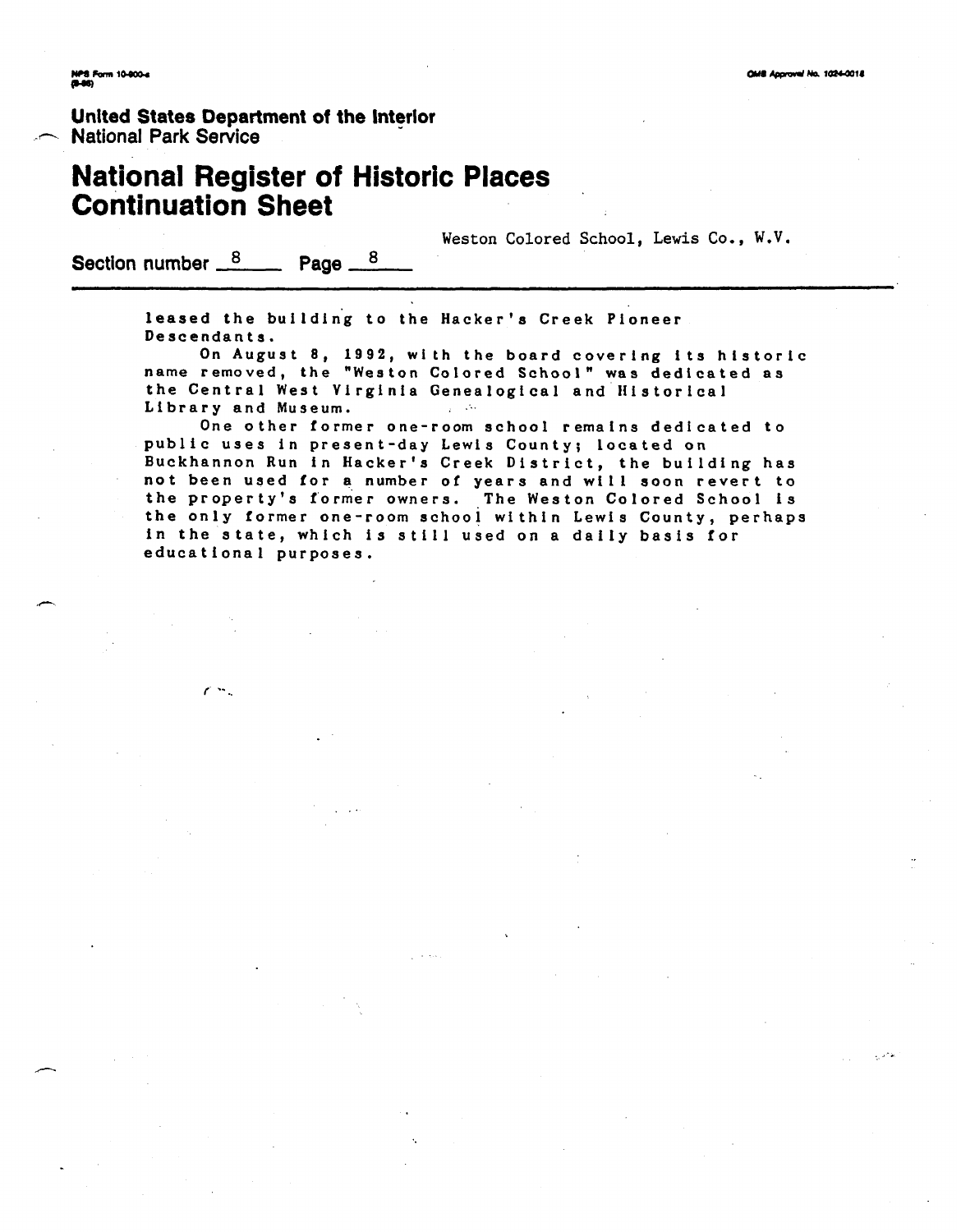**United States Department of the Interior**
National Park Service

# National Register of Historic Places Continuation Sheet

Weston Colored School, Lewis Co., W.V.

Section number 8 Page 8

leased the building to the Hacker's Creek Pioneer Descendants.

On August 8, 1992, with the board covering its historic name removed, the "Weston Colored School" was dedicated as the Central West Virginia Genealogical and Historical Library and Museum.

One other former one-room school remains dedicated to public uses in present-day Lewis County; located on Buckhannon Run in Hacker's Creek District, the building has not been used for a number of years and will soon revert to the property's former owners. The Weston Colored School is the only former one-room school within Lewis County, perhaps in the state, which is still used on a daily basis for educational purposes.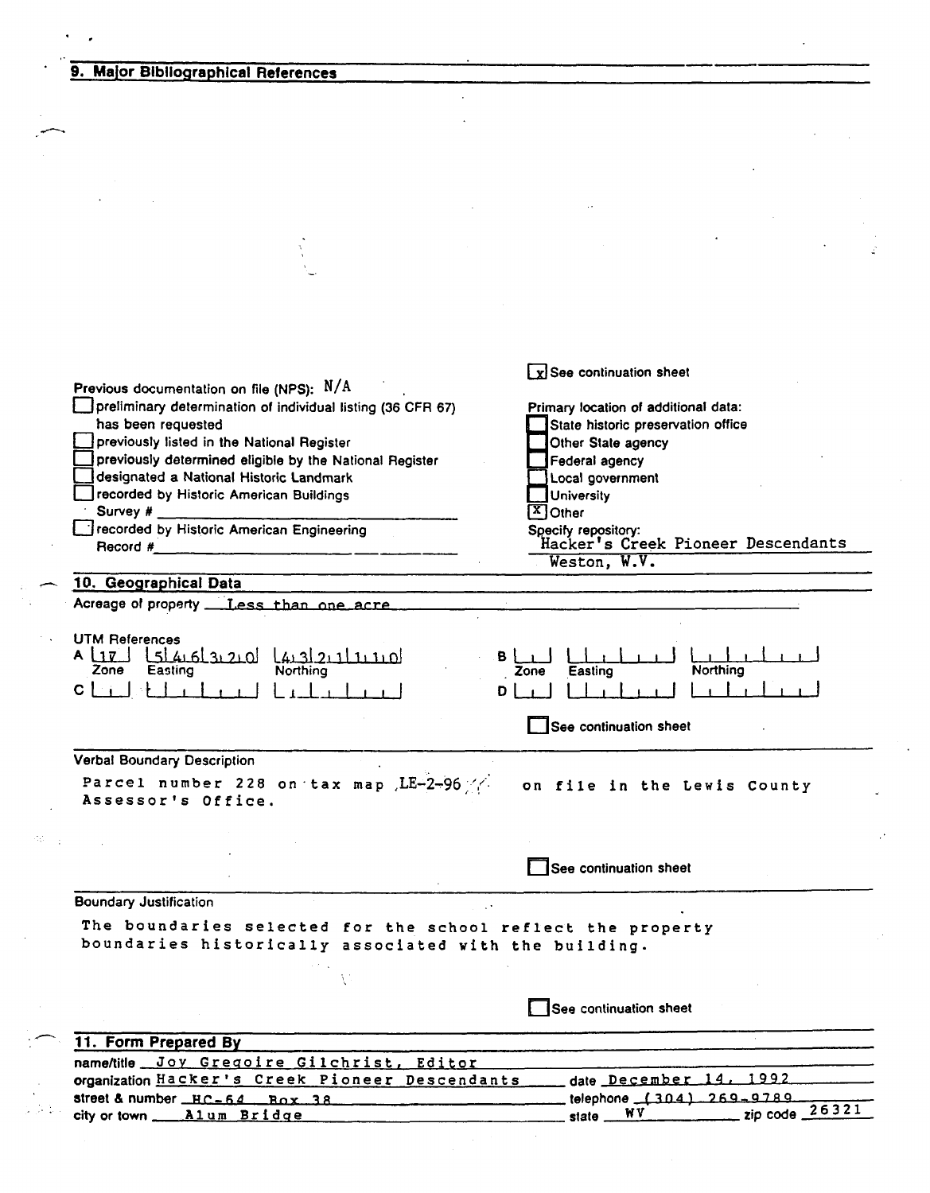## 9. Major Bibliographical References

[x] See continuation sheet

Previous documentation on file (NPS): N/A

- [ ] preliminary determination of individual listing (36 CFR 67) has been requested
- [ ] previously listed in the National Register
- [ ] previously determined eligible by the National Register
- [ ] designated a National Historic Landmark
- [ ] recorded by Historic American Buildings Survey # ______
- [ ] recorded by Historic American Engineering Record # ______

Primary location of additional data:

- [ ] State historic preservation office
- [ ] Other State agency
- [ ] Federal agency
- [ ] Local government
- [ ] University
- [x] Other

Specify repository:
Hacker's Creek Pioneer Descendants
Weston, W.V.

## 10. Geographical Data

Acreage of property Less than one acre

UTM References

| | Zone | Easting | Northing |
|---|---|---|---|
| A | 17 | 546320 | 4321110 |
| B | | | |
| C | | | |
| D | | | |

[ ] See continuation sheet

Verbal Boundary Description

Parcel number 228 on tax map LE-2-96 on file in the Lewis County Assessor's Office.

[ ] See continuation sheet

Boundary Justification

The boundaries selected for the school reflect the property boundaries historically associated with the building.

[ ] See continuation sheet

## 11. Form Prepared By

name/title Joy Gregoire Gilchrist, Editor
organization Hacker's Creek Pioneer Descendants date December 14, 1992
street & number HC-64 Box 38 telephone (304) 269-9789
city or town Alum Bridge state WV zip code 26321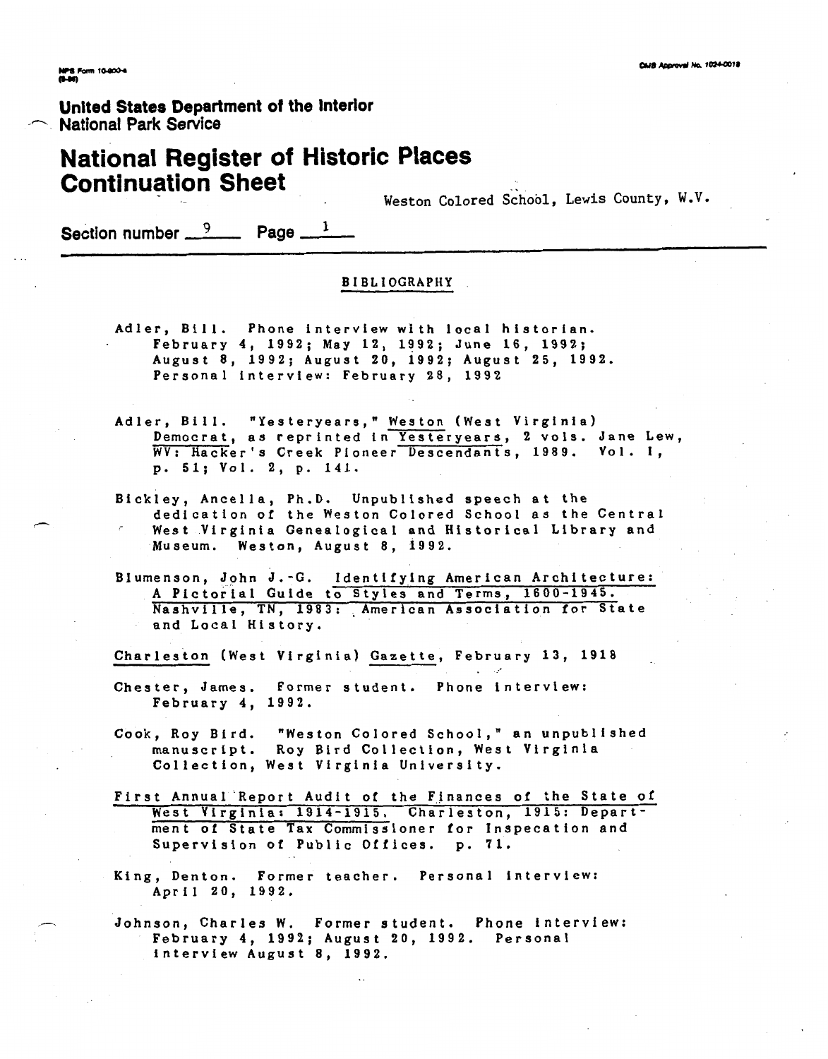United States Department of the Interior
National Park Service

# National Register of Historic Places Continuation Sheet

Weston Colored School, Lewis County, W.V.

Section number 9 Page 1

## BIBLIOGRAPHY

Adler, Bill. Phone interview with local historian. February 4, 1992; May 12, 1992; June 16, 1992; August 8, 1992; August 20, 1992; August 25, 1992. Personal interview: February 28, 1992

Adler, Bill. "Yesteryears," Weston (West Virginia) Democrat, as reprinted in Yesteryears, 2 vols. Jane Lew, WV: Hacker's Creek Pioneer Descendants, 1989. Vol. I, p. 51; Vol. 2, p. 141.

Bickley, Ancella, Ph.D. Unpublished speech at the dedication of the Weston Colored School as the Central West Virginia Genealogical and Historical Library and Museum. Weston, August 8, 1992.

Blumenson, John J.-G. Identifying American Architecture: A Pictorial Guide to Styles and Terms, 1600-1945. Nashville, TN, 1983: American Association for State and Local History.

Charleston (West Virginia) Gazette, February 13, 1918

Chester, James. Former student. Phone interview: February 4, 1992.

Cook, Roy Bird. "Weston Colored School," an unpublished manuscript. Roy Bird Collection, West Virginia Collection, West Virginia University.

First Annual Report Audit of the Finances of the State of West Virginia: 1914-1915. Charleston, 1915: Department of State Tax Commissioner for Inspecation and Supervision of Public Offices. p. 71.

King, Denton. Former teacher. Personal interview: April 20, 1992.

Johnson, Charles W. Former student. Phone interview: February 4, 1992; August 20, 1992. Personal interview August 8, 1992.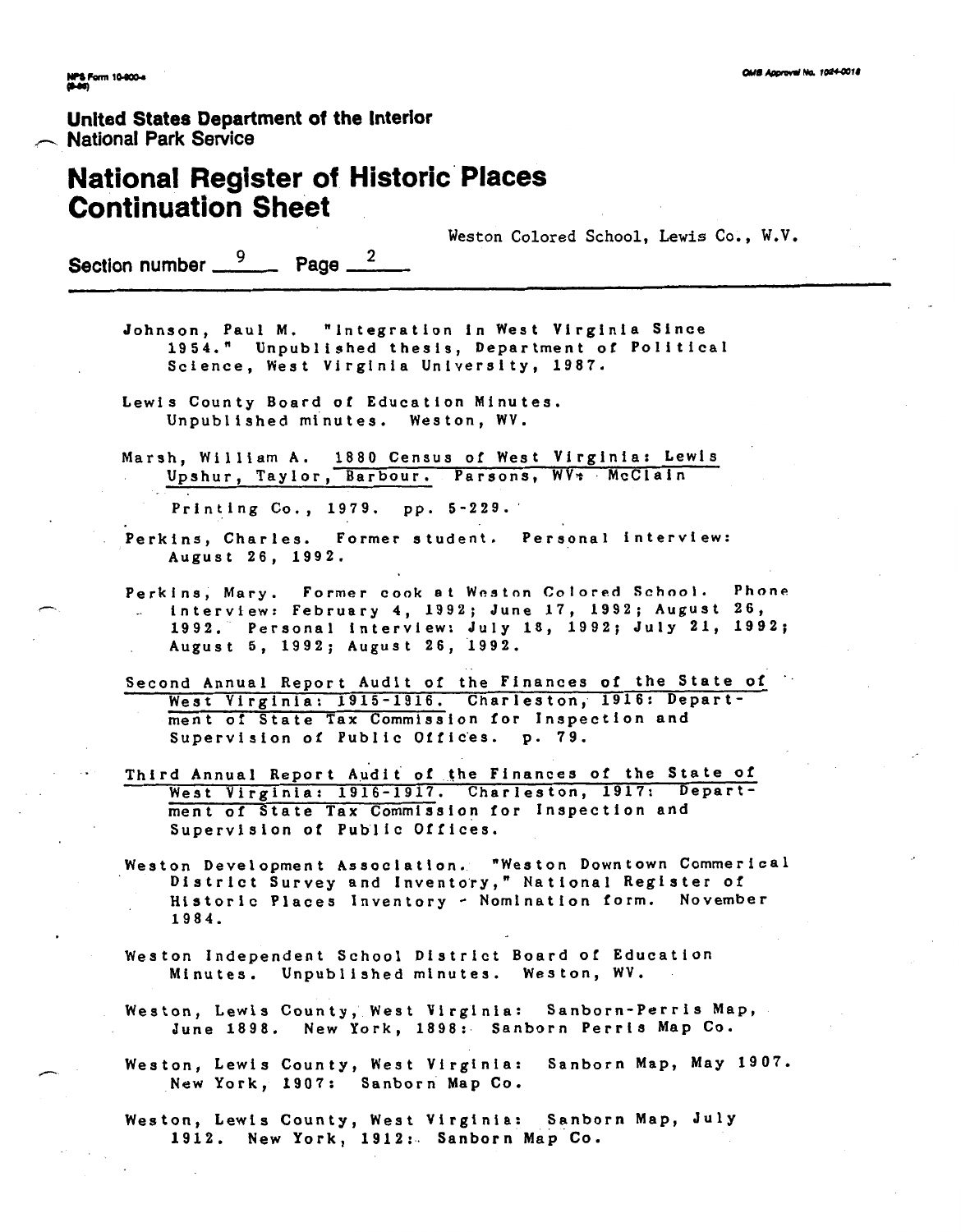United States Department of the Interior
National Park Service

# National Register of Historic Places Continuation Sheet

Weston Colored School, Lewis Co., W.V.

Section number 9 Page 2

Johnson, Paul M. "Integration in West Virginia Since 1954." Unpublished thesis, Department of Political Science, West Virginia University, 1987.

Lewis County Board of Education Minutes. Unpublished minutes. Weston, WV.

Marsh, William A. 1880 Census of West Virginia: Lewis Upshur, Taylor, Barbour. Parsons, WV: McClain Printing Co., 1979. pp. 5-229.

Perkins, Charles. Former student. Personal interview: August 26, 1992.

Perkins, Mary. Former cook at Weston Colored School. Phone interview: February 4, 1992; June 17, 1992; August 26, 1992. Personal interview: July 18, 1992; July 21, 1992; August 5, 1992; August 26, 1992.

Second Annual Report Audit of the Finances of the State of West Virginia: 1915-1916. Charleston, 1916: Department of State Tax Commission for Inspection and Supervision of Public Offices. p. 79.

Third Annual Report Audit of the Finances of the State of West Virginia: 1916-1917. Charleston, 1917: Department of State Tax Commission for Inspection and Supervision of Public Offices.

Weston Development Association. "Weston Downtown Commerical District Survey and Inventory," National Register of Historic Places Inventory - Nomination form. November 1984.

Weston Independent School District Board of Education Minutes. Unpublished minutes. Weston, WV.

Weston, Lewis County, West Virginia: Sanborn-Perris Map, June 1898. New York, 1898: Sanborn Perris Map Co.

Weston, Lewis County, West Virginia: Sanborn Map, May 1907. New York, 1907: Sanborn Map Co.

Weston, Lewis County, West Virginia: Sanborn Map, July 1912. New York, 1912: Sanborn Map Co.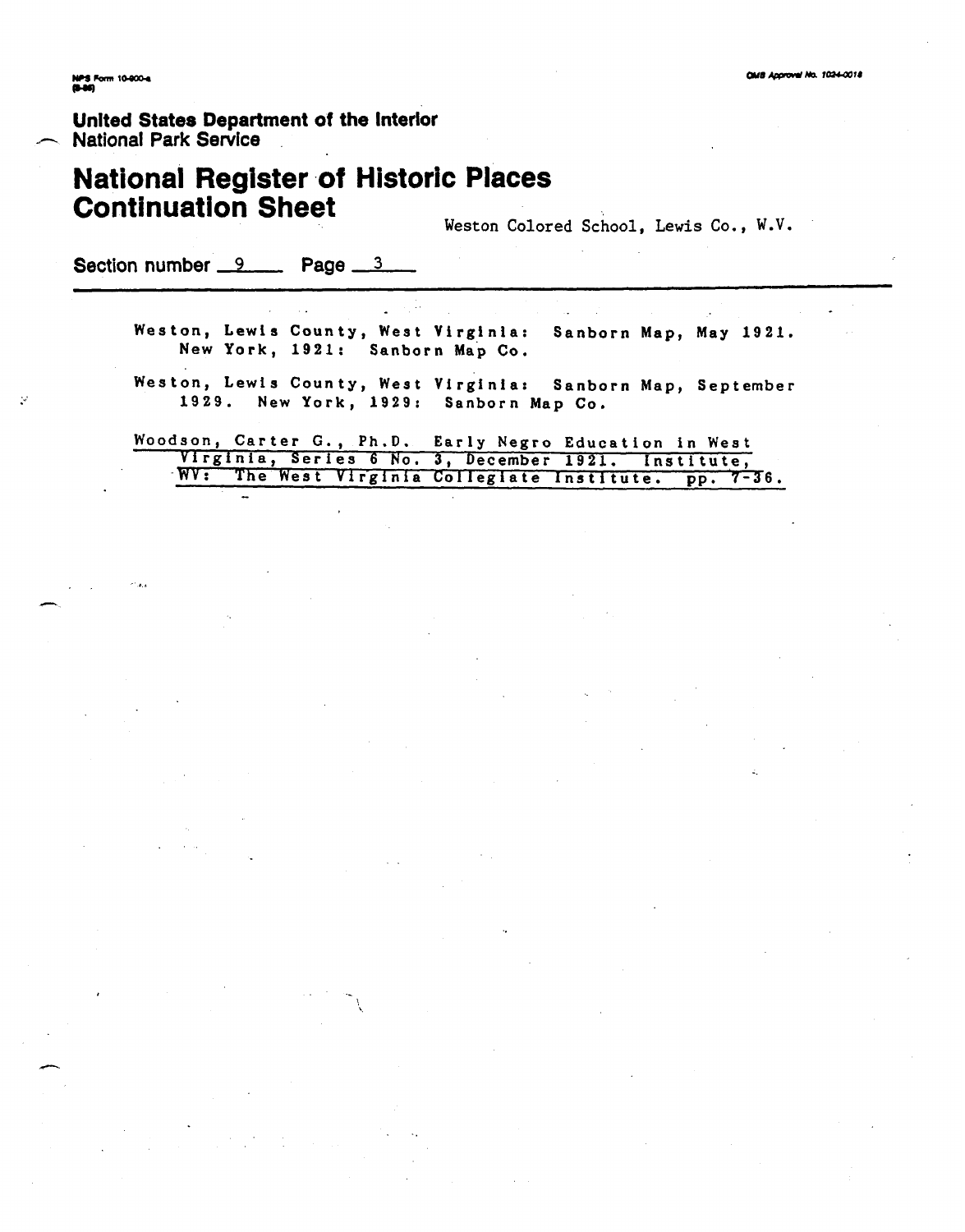United States Department of the Interior
National Park Service

# National Register of Historic Places Continuation Sheet

Weston Colored School, Lewis Co., W.V.

Section number 9 Page 3

Weston, Lewis County, West Virginia: Sanborn Map, May 1921. New York, 1921: Sanborn Map Co.

Weston, Lewis County, West Virginia: Sanborn Map, September 1929. New York, 1929: Sanborn Map Co.

Woodson, Carter G., Ph.D. Early Negro Education in West Virginia, Series 6 No. 3, December 1921. Institute, WV: The West Virginia Collegiate Institute. pp. 7-36.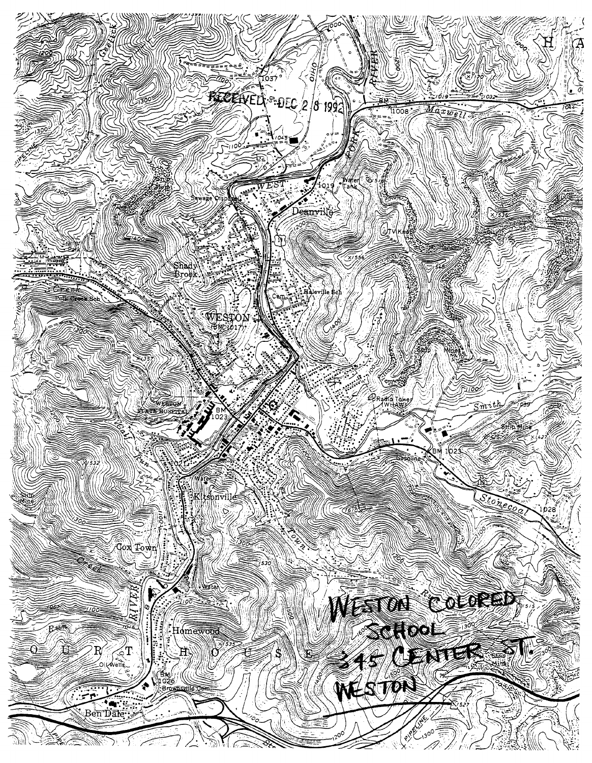RECEIVED DEC 28 1992

WESTON COLORED SCHOOL
345 CENTER ST.
WESTON

WESTON
(BM 1017)

Deanville

Shady Brook

Haleville Sch

Polk Creek Sch

WESTON STATE HOSPITAL

Radio Tower (WHAW)

Kitsonville

Cox Town

Homewood

Ben Dale

Brownsville Cem

Maxwell

Smith

Stonecoal

WEST FORK RIVER

COURTHOUSE